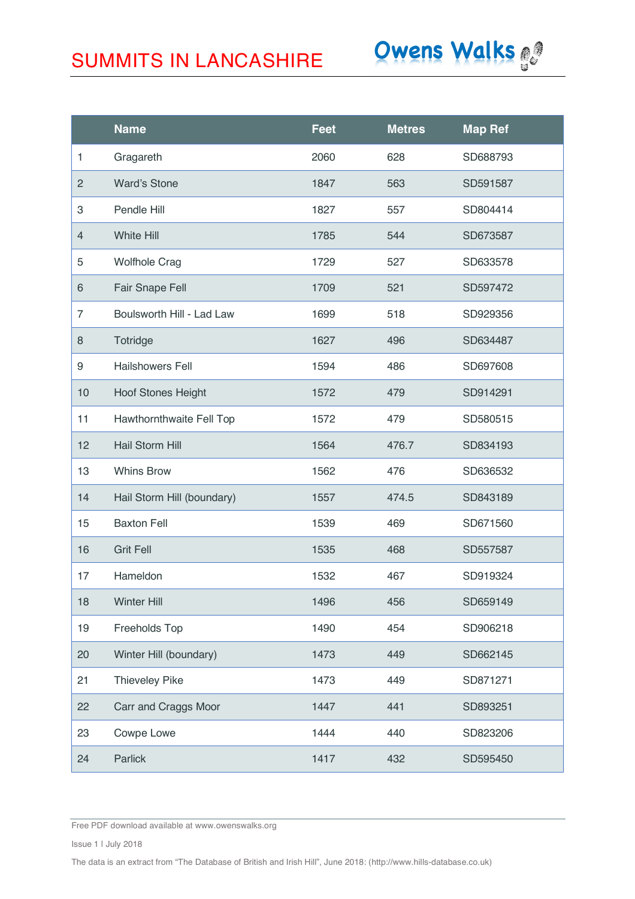# SUMMITS IN LANCASHIRE

Owens Walks

| | Name | Feet | Metres | Map Ref |
|---|---|---|---|---|
| 1 | Gragareth | 2060 | 628 | SD688793 |
| 2 | Ward's Stone | 1847 | 563 | SD591587 |
| 3 | Pendle Hill | 1827 | 557 | SD804414 |
| 4 | White Hill | 1785 | 544 | SD673587 |
| 5 | Wolfhole Crag | 1729 | 527 | SD633578 |
| 6 | Fair Snape Fell | 1709 | 521 | SD597472 |
| 7 | Boulsworth Hill - Lad Law | 1699 | 518 | SD929356 |
| 8 | Totridge | 1627 | 496 | SD634487 |
| 9 | Hailshowers Fell | 1594 | 486 | SD697608 |
| 10 | Hoof Stones Height | 1572 | 479 | SD914291 |
| 11 | Hawthornthwaite Fell Top | 1572 | 479 | SD580515 |
| 12 | Hail Storm Hill | 1564 | 476.7 | SD834193 |
| 13 | Whins Brow | 1562 | 476 | SD636532 |
| 14 | Hail Storm Hill (boundary) | 1557 | 474.5 | SD843189 |
| 15 | Baxton Fell | 1539 | 469 | SD671560 |
| 16 | Grit Fell | 1535 | 468 | SD557587 |
| 17 | Hameldon | 1532 | 467 | SD919324 |
| 18 | Winter Hill | 1496 | 456 | SD659149 |
| 19 | Freeholds Top | 1490 | 454 | SD906218 |
| 20 | Winter Hill (boundary) | 1473 | 449 | SD662145 |
| 21 | Thieveley Pike | 1473 | 449 | SD871271 |
| 22 | Carr and Craggs Moor | 1447 | 441 | SD893251 |
| 23 | Cowpe Lowe | 1444 | 440 | SD823206 |
| 24 | Parlick | 1417 | 432 | SD595450 |

Free PDF download available at www.owenswalks.org

Issue 1 I July 2018

The data is an extract from "The Database of British and Irish Hill", June 2018: (http://www.hills-database.co.uk)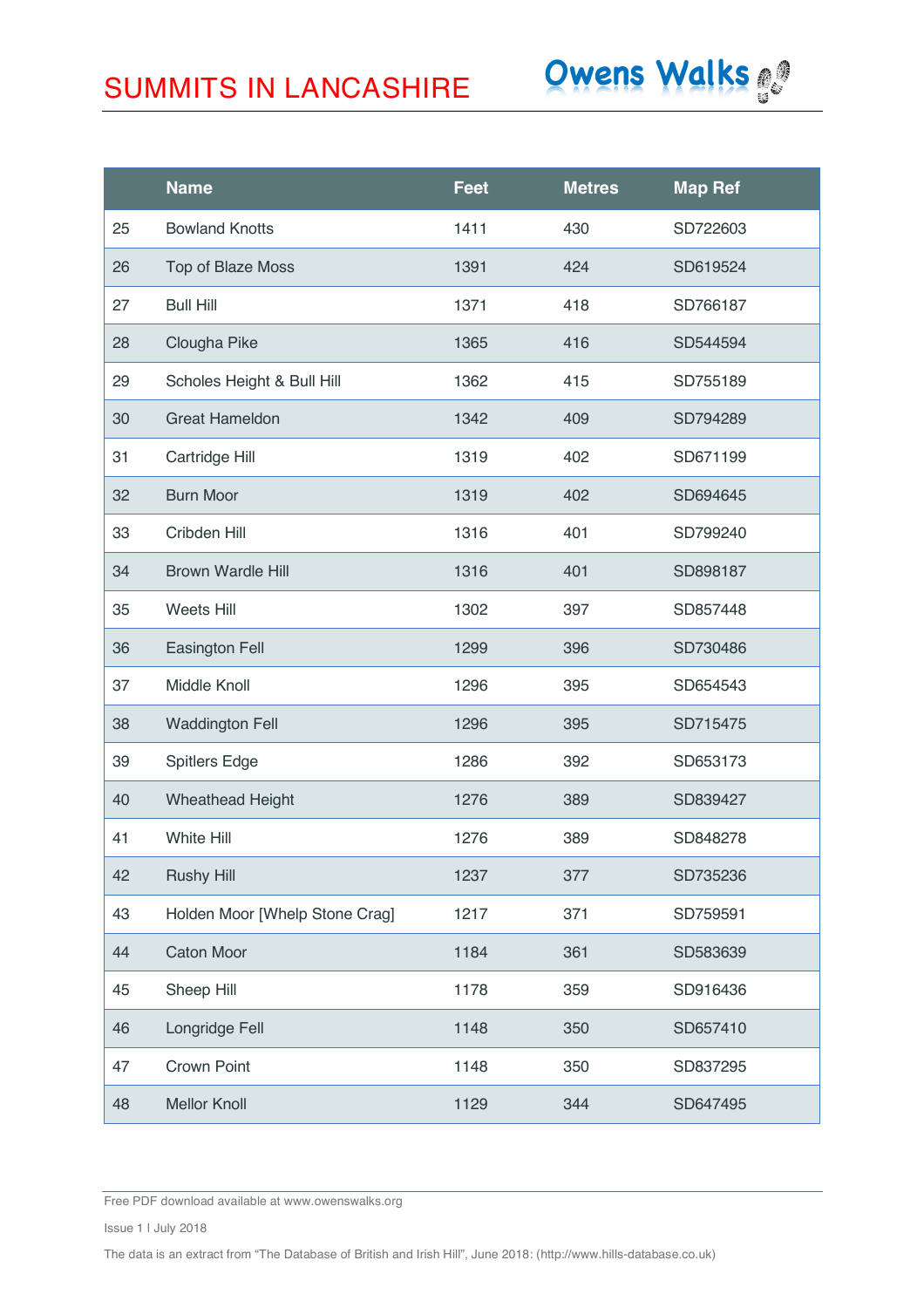# SUMMITS IN LANCASHIRE

Owens Walks

| | Name | Feet | Metres | Map Ref |
|---|---|---|---|---|
| 25 | Bowland Knotts | 1411 | 430 | SD722603 |
| 26 | Top of Blaze Moss | 1391 | 424 | SD619524 |
| 27 | Bull Hill | 1371 | 418 | SD766187 |
| 28 | Clougha Pike | 1365 | 416 | SD544594 |
| 29 | Scholes Height & Bull Hill | 1362 | 415 | SD755189 |
| 30 | Great Hameldon | 1342 | 409 | SD794289 |
| 31 | Cartridge Hill | 1319 | 402 | SD671199 |
| 32 | Burn Moor | 1319 | 402 | SD694645 |
| 33 | Cribden Hill | 1316 | 401 | SD799240 |
| 34 | Brown Wardle Hill | 1316 | 401 | SD898187 |
| 35 | Weets Hill | 1302 | 397 | SD857448 |
| 36 | Easington Fell | 1299 | 396 | SD730486 |
| 37 | Middle Knoll | 1296 | 395 | SD654543 |
| 38 | Waddington Fell | 1296 | 395 | SD715475 |
| 39 | Spitlers Edge | 1286 | 392 | SD653173 |
| 40 | Wheathead Height | 1276 | 389 | SD839427 |
| 41 | White Hill | 1276 | 389 | SD848278 |
| 42 | Rushy Hill | 1237 | 377 | SD735236 |
| 43 | Holden Moor [Whelp Stone Crag] | 1217 | 371 | SD759591 |
| 44 | Caton Moor | 1184 | 361 | SD583639 |
| 45 | Sheep Hill | 1178 | 359 | SD916436 |
| 46 | Longridge Fell | 1148 | 350 | SD657410 |
| 47 | Crown Point | 1148 | 350 | SD837295 |
| 48 | Mellor Knoll | 1129 | 344 | SD647495 |

Free PDF download available at www.owenswalks.org

Issue 1 | July 2018

The data is an extract from "The Database of British and Irish Hill", June 2018: (http://www.hills-database.co.uk)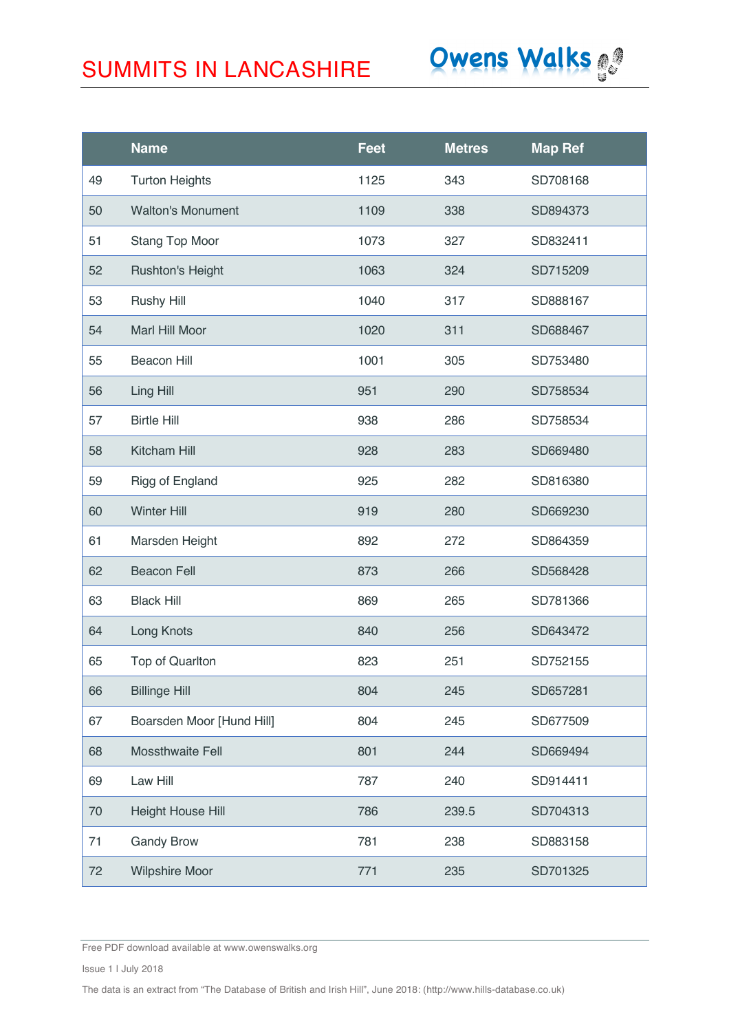# SUMMITS IN LANCASHIRE

Owens Walks

| | Name | Feet | Metres | Map Ref |
|---|---|---|---|---|
| 49 | Turton Heights | 1125 | 343 | SD708168 |
| 50 | Walton's Monument | 1109 | 338 | SD894373 |
| 51 | Stang Top Moor | 1073 | 327 | SD832411 |
| 52 | Rushton's Height | 1063 | 324 | SD715209 |
| 53 | Rushy Hill | 1040 | 317 | SD888167 |
| 54 | Marl Hill Moor | 1020 | 311 | SD688467 |
| 55 | Beacon Hill | 1001 | 305 | SD753480 |
| 56 | Ling Hill | 951 | 290 | SD758534 |
| 57 | Birtle Hill | 938 | 286 | SD758534 |
| 58 | Kitcham Hill | 928 | 283 | SD669480 |
| 59 | Rigg of England | 925 | 282 | SD816380 |
| 60 | Winter Hill | 919 | 280 | SD669230 |
| 61 | Marsden Height | 892 | 272 | SD864359 |
| 62 | Beacon Fell | 873 | 266 | SD568428 |
| 63 | Black Hill | 869 | 265 | SD781366 |
| 64 | Long Knots | 840 | 256 | SD643472 |
| 65 | Top of Quarlton | 823 | 251 | SD752155 |
| 66 | Billinge Hill | 804 | 245 | SD657281 |
| 67 | Boarsden Moor [Hund Hill] | 804 | 245 | SD677509 |
| 68 | Mossthwaite Fell | 801 | 244 | SD669494 |
| 69 | Law Hill | 787 | 240 | SD914411 |
| 70 | Height House Hill | 786 | 239.5 | SD704313 |
| 71 | Gandy Brow | 781 | 238 | SD883158 |
| 72 | Wilpshire Moor | 771 | 235 | SD701325 |

Free PDF download available at www.owenswalks.org

Issue 1 l July 2018

The data is an extract from "The Database of British and Irish Hill", June 2018: (http://www.hills-database.co.uk)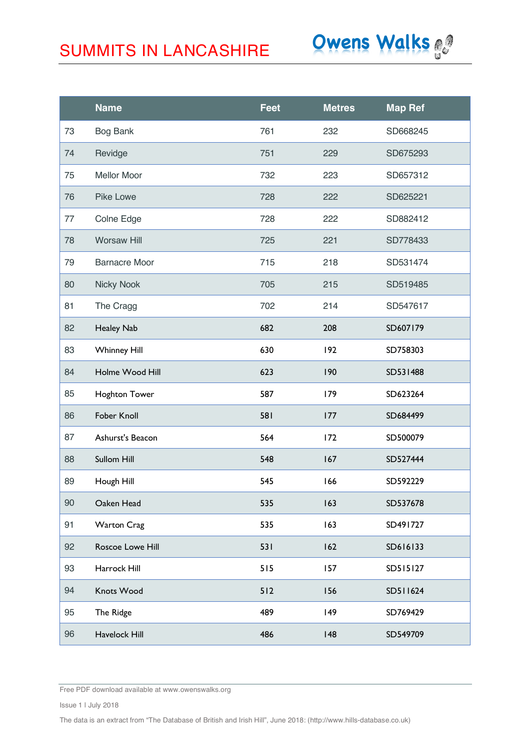# SUMMITS IN LANCASHIRE

Owens Walks

|  | Name | Feet | Metres | Map Ref |
|---|---|---|---|---|
| 73 | Bog Bank | 761 | 232 | SD668245 |
| 74 | Revidge | 751 | 229 | SD675293 |
| 75 | Mellor Moor | 732 | 223 | SD657312 |
| 76 | Pike Lowe | 728 | 222 | SD625221 |
| 77 | Colne Edge | 728 | 222 | SD882412 |
| 78 | Worsaw Hill | 725 | 221 | SD778433 |
| 79 | Barnacre Moor | 715 | 218 | SD531474 |
| 80 | Nicky Nook | 705 | 215 | SD519485 |
| 81 | The Cragg | 702 | 214 | SD547617 |
| 82 | Healey Nab | 682 | 208 | SD607179 |
| 83 | Whinney Hill | 630 | 192 | SD758303 |
| 84 | Holme Wood Hill | 623 | 190 | SD531488 |
| 85 | Hoghton Tower | 587 | 179 | SD623264 |
| 86 | Fober Knoll | 581 | 177 | SD684499 |
| 87 | Ashurst's Beacon | 564 | 172 | SD500079 |
| 88 | Sullom Hill | 548 | 167 | SD527444 |
| 89 | Hough Hill | 545 | 166 | SD592229 |
| 90 | Oaken Head | 535 | 163 | SD537678 |
| 91 | Warton Crag | 535 | 163 | SD491727 |
| 92 | Roscoe Lowe Hill | 531 | 162 | SD616133 |
| 93 | Harrock Hill | 515 | 157 | SD515127 |
| 94 | Knots Wood | 512 | 156 | SD511624 |
| 95 | The Ridge | 489 | 149 | SD769429 |
| 96 | Havelock Hill | 486 | 148 | SD549709 |

Free PDF download available at www.owenswalks.org

Issue 1 I July 2018

The data is an extract from "The Database of British and Irish Hill", June 2018: (http://www.hills-database.co.uk)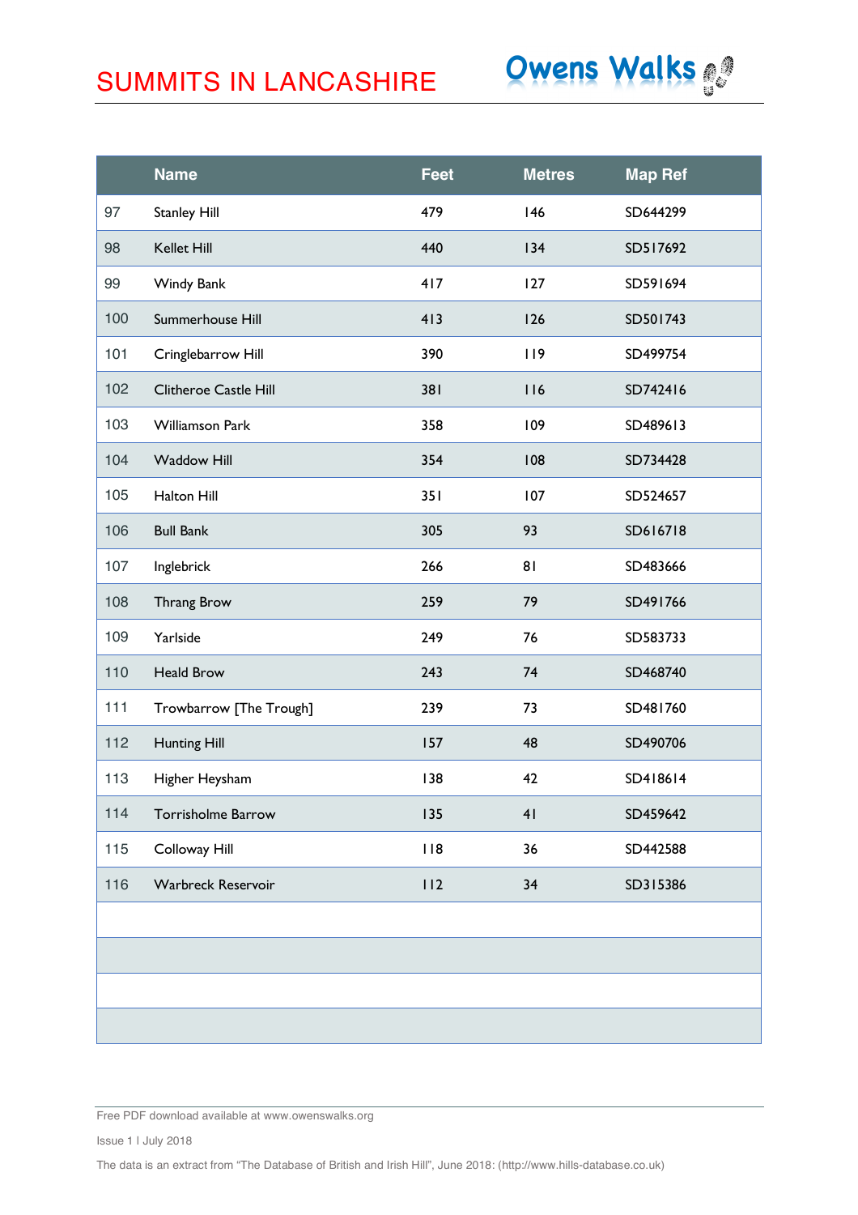# SUMMITS IN LANCASHIRE

Owens Walks

| | Name | Feet | Metres | Map Ref |
|---|---|---|---|---|
| 97 | Stanley Hill | 479 | 146 | SD644299 |
| 98 | Kellet Hill | 440 | 134 | SD517692 |
| 99 | Windy Bank | 417 | 127 | SD591694 |
| 100 | Summerhouse Hill | 413 | 126 | SD501743 |
| 101 | Cringlebarrow Hill | 390 | 119 | SD499754 |
| 102 | Clitheroe Castle Hill | 381 | 116 | SD742416 |
| 103 | Williamson Park | 358 | 109 | SD489613 |
| 104 | Waddow Hill | 354 | 108 | SD734428 |
| 105 | Halton Hill | 351 | 107 | SD524657 |
| 106 | Bull Bank | 305 | 93 | SD616718 |
| 107 | Inglebrick | 266 | 81 | SD483666 |
| 108 | Thrang Brow | 259 | 79 | SD491766 |
| 109 | Yarlside | 249 | 76 | SD583733 |
| 110 | Heald Brow | 243 | 74 | SD468740 |
| 111 | Trowbarrow [The Trough] | 239 | 73 | SD481760 |
| 112 | Hunting Hill | 157 | 48 | SD490706 |
| 113 | Higher Heysham | 138 | 42 | SD418614 |
| 114 | Torrisholme Barrow | 135 | 41 | SD459642 |
| 115 | Colloway Hill | 118 | 36 | SD442588 |
| 116 | Warbreck Reservoir | 112 | 34 | SD315386 |
| | | | | |
| | | | | |
| | | | | |
| | | | | |

Free PDF download available at www.owenswalks.org

Issue 1 l July 2018

The data is an extract from "The Database of British and Irish Hill", June 2018: (http://www.hills-database.co.uk)